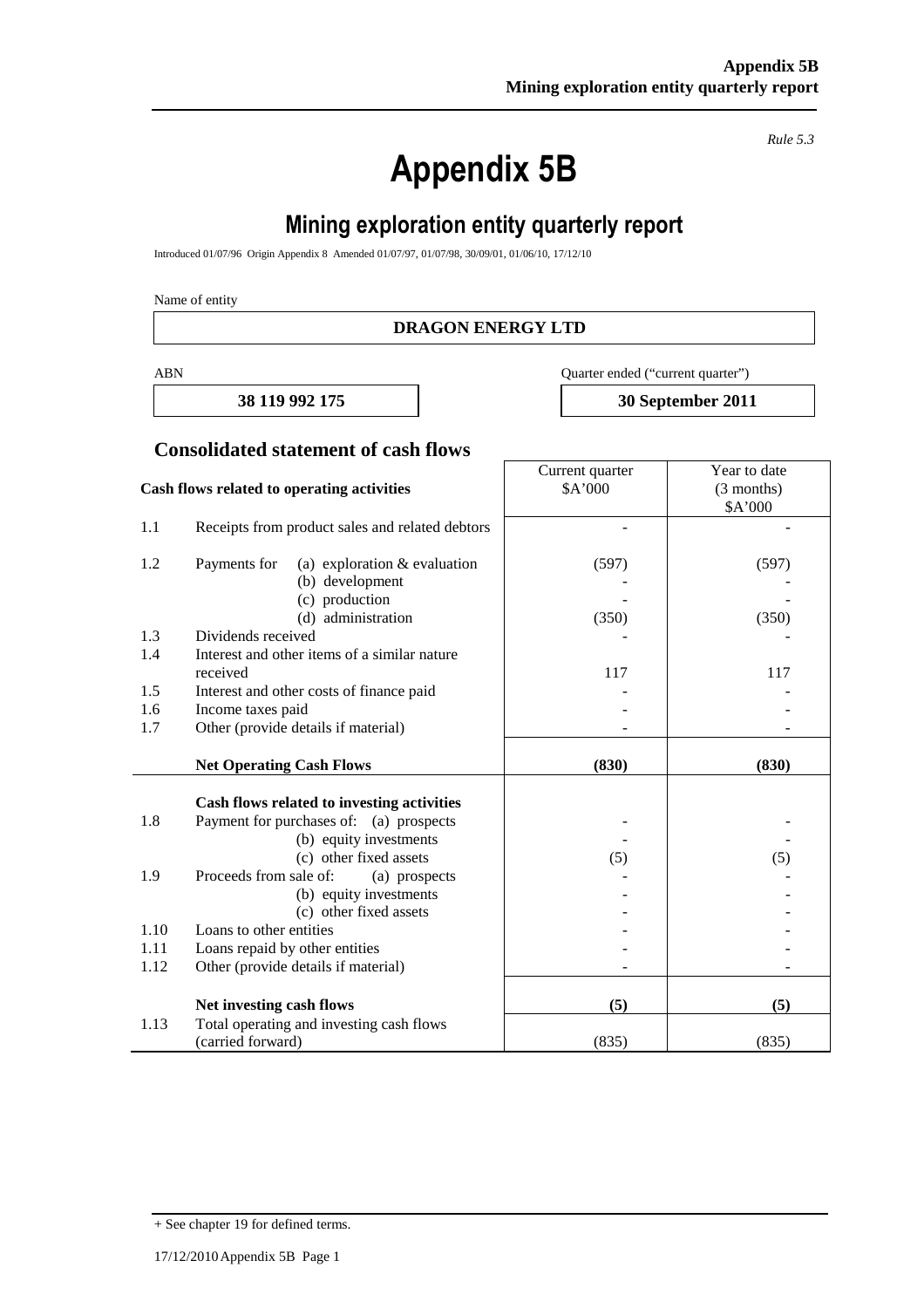*Rule 5.3*

# Appendix 5B

## Mining exploration entity quarterly report

Introduced 01/07/96 Origin Appendix 8 Amended 01/07/97, 01/07/98, 30/09/01, 01/06/10, 17/12/10

Name of entity

**DRAGON ENERGY LTD**

| ABN | Quarter ended ("current quarter") |
|---|---|
| **38 119 992 175** | **30 September 2011** |

### Consolidated statement of cash flows

| | **Cash flows related to operating activities** | Current quarter $A'000 | Year to date (3 months) $A'000 |
|---|---|---|---|
| 1.1 | Receipts from product sales and related debtors | - | - |
| 1.2 | Payments for (a) exploration & evaluation | (597) | (597) |
| | (b) development | - | - |
| | (c) production | - | - |
| | (d) administration | (350) | (350) |
| 1.3 | Dividends received | - | - |
| 1.4 | Interest and other items of a similar nature received | 117 | 117 |
| 1.5 | Interest and other costs of finance paid | - | - |
| 1.6 | Income taxes paid | - | - |
| 1.7 | Other (provide details if material) | - | - |
| | **Net Operating Cash Flows** | **(830)** | **(830)** |
| | **Cash flows related to investing activities** | | |
| 1.8 | Payment for purchases of: (a) prospects | - | - |
| | (b) equity investments | - | - |
| | (c) other fixed assets | (5) | (5) |
| 1.9 | Proceeds from sale of: (a) prospects | - | - |
| | (b) equity investments | - | - |
| | (c) other fixed assets | - | - |
| 1.10 | Loans to other entities | - | - |
| 1.11 | Loans repaid by other entities | - | - |
| 1.12 | Other (provide details if material) | - | - |
| | **Net investing cash flows** | **(5)** | **(5)** |
| 1.13 | Total operating and investing cash flows (carried forward) | (835) | (835) |

+ See chapter 19 for defined terms.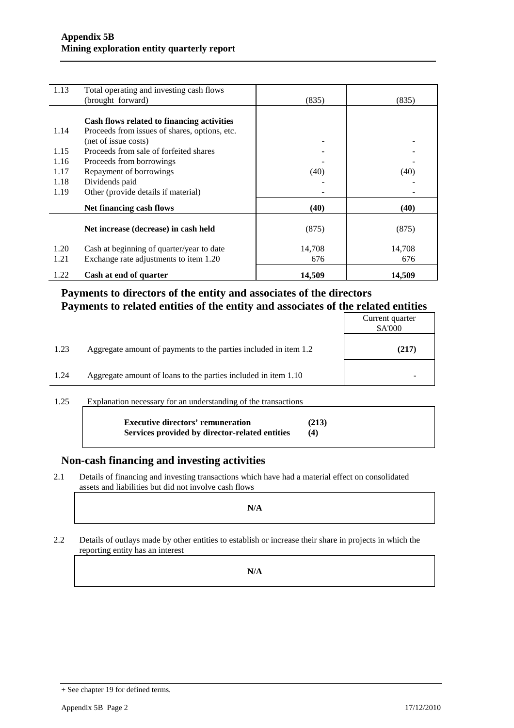| | | | |
|---|---|---|---|
| 1.13 | Total operating and investing cash flows (brought forward) | (835) | (835) |
| | **Cash flows related to financing activities** | | |
| 1.14 | Proceeds from issues of shares, options, etc. (net of issue costs) | - | - |
| 1.15 | Proceeds from sale of forfeited shares | - | - |
| 1.16 | Proceeds from borrowings | - | - |
| 1.17 | Repayment of borrowings | (40) | (40) |
| 1.18 | Dividends paid | - | - |
| 1.19 | Other (provide details if material) | - | - |
| | **Net financing cash flows** | **(40)** | **(40)** |
| | **Net increase (decrease) in cash held** | (875) | (875) |
| 1.20 | Cash at beginning of quarter/year to date | 14,708 | 14,708 |
| 1.21 | Exchange rate adjustments to item 1.20 | 676 | 676 |
| 1.22 | **Cash at end of quarter** | **14,509** | **14,509** |

## Payments to directors of the entity and associates of the directors
## Payments to related entities of the entity and associates of the related entities

| | | Current quarter $A'000 |
|---|---|---|
| 1.23 | Aggregate amount of payments to the parties included in item 1.2 | **(217)** |
| 1.24 | Aggregate amount of loans to the parties included in item 1.10 | - |

1.25 Explanation necessary for an understanding of the transactions

| | |
|---|---|
| **Executive directors' remuneration** | **(213)** |
| **Services provided by director-related entities** | **(4)** |

## Non-cash financing and investing activities

2.1 Details of financing and investing transactions which have had a material effect on consolidated assets and liabilities but did not involve cash flows

**N/A**

2.2 Details of outlays made by other entities to establish or increase their share in projects in which the reporting entity has an interest

**N/A**

+ See chapter 19 for defined terms.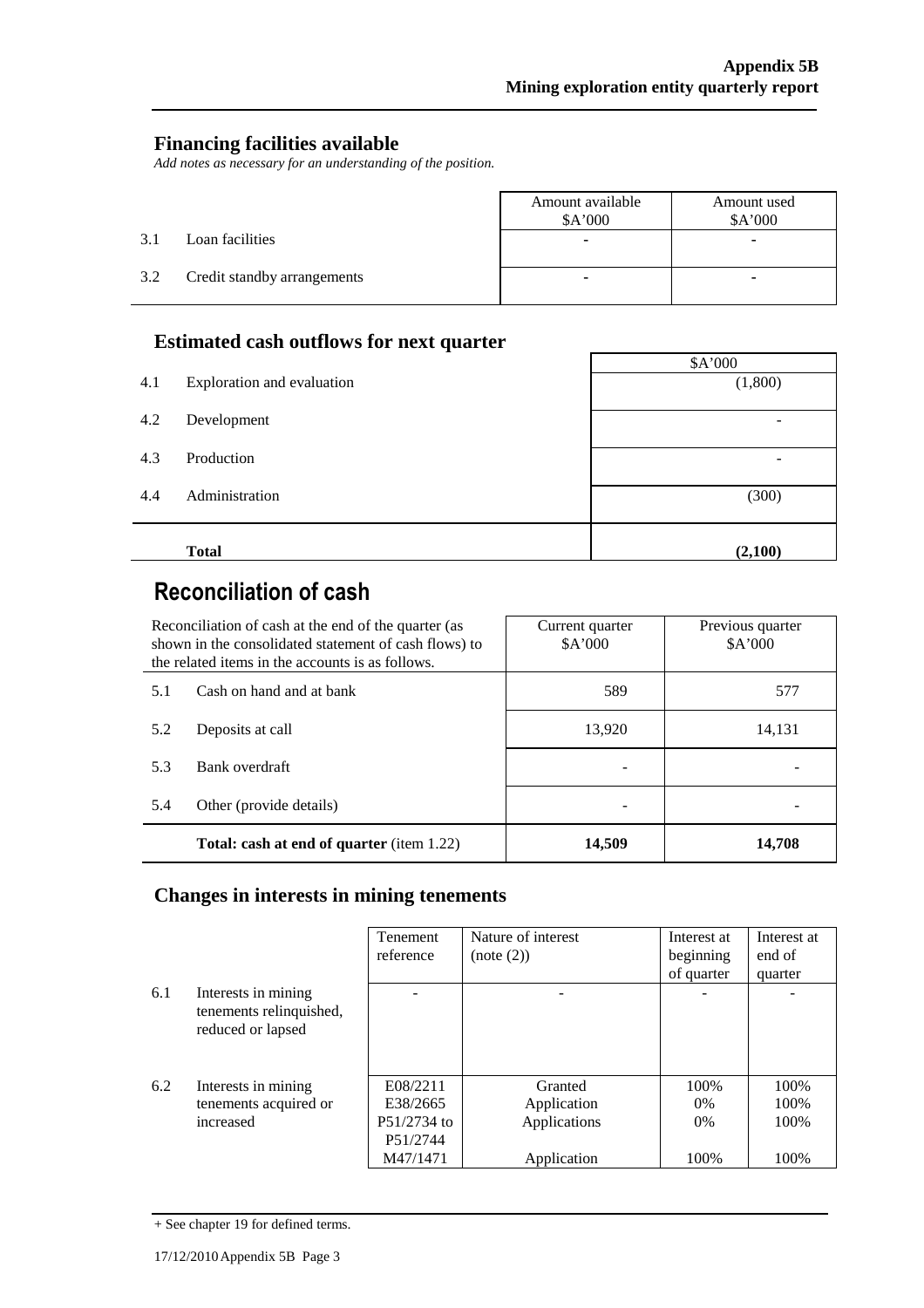## Financing facilities available

*Add notes as necessary for an understanding of the position.*

| | | Amount available $A'000 | Amount used $A'000 |
|---|---|---|---|
| 3.1 | Loan facilities | - | - |
| 3.2 | Credit standby arrangements | - | - |

## Estimated cash outflows for next quarter

| | | $A'000 |
|---|---|---|
| 4.1 | Exploration and evaluation | (1,800) |
| 4.2 | Development | - |
| 4.3 | Production | - |
| 4.4 | Administration | (300) |
| | **Total** | **(2,100)** |

# Reconciliation of cash

| Reconciliation of cash at the end of the quarter (as shown in the consolidated statement of cash flows) to the related items in the accounts is as follows. | | Current quarter $A'000 | Previous quarter $A'000 |
|---|---|---|---|
| 5.1 | Cash on hand and at bank | 589 | 577 |
| 5.2 | Deposits at call | 13,920 | 14,131 |
| 5.3 | Bank overdraft | - | - |
| 5.4 | Other (provide details) | - | - |
| | **Total: cash at end of quarter** (item 1.22) | **14,509** | **14,708** |

## Changes in interests in mining tenements

| | | Tenement reference | Nature of interest (note (2)) | Interest at beginning of quarter | Interest at end of quarter |
|---|---|---|---|---|---|
| 6.1 | Interests in mining tenements relinquished, reduced or lapsed | - | - | - | - |
| 6.2 | Interests in mining tenements acquired or increased | E08/2211<br>E38/2665<br>P51/2734 to P51/2744<br>M47/1471 | Granted<br>Application<br>Applications<br>Application | 100%<br>0%<br>0%<br>100% | 100%<br>100%<br>100%<br>100% |

+ See chapter 19 for defined terms.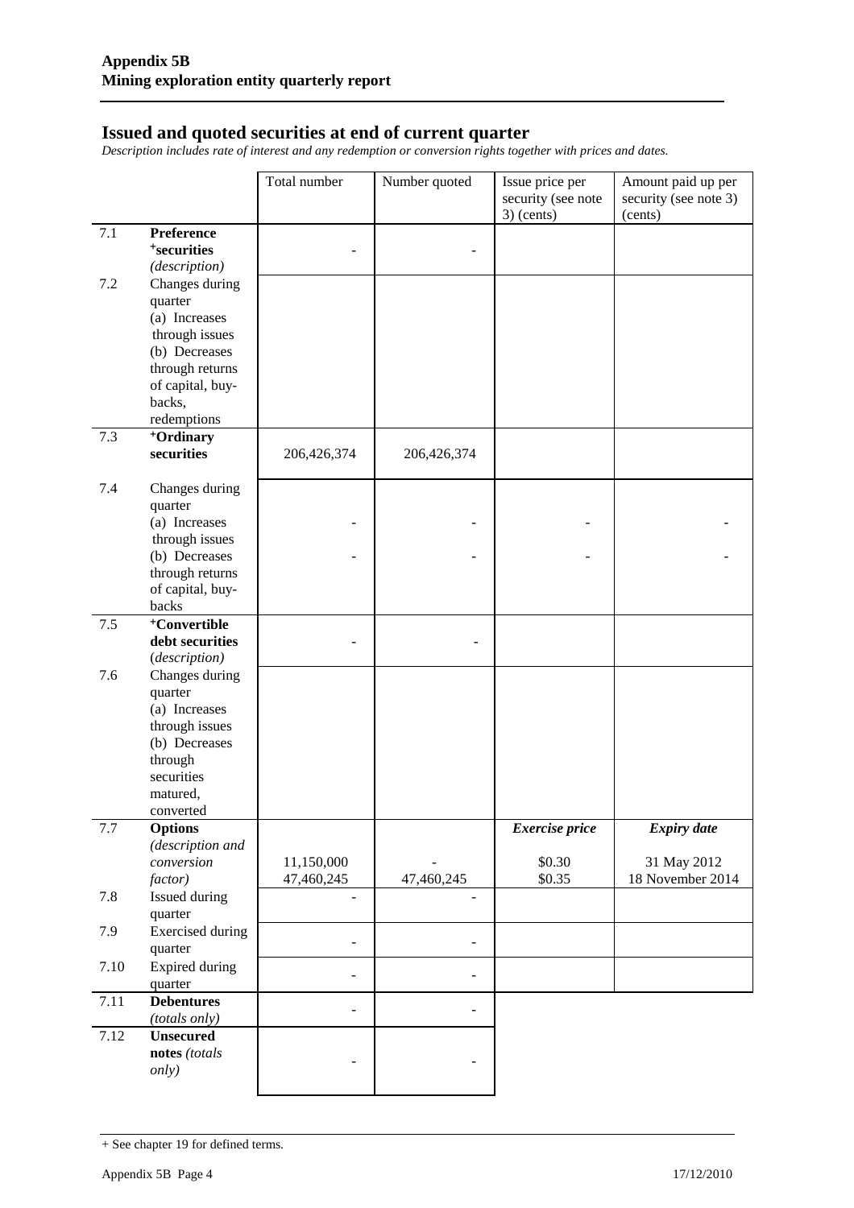**Appendix 5B**
**Mining exploration entity quarterly report**

## Issued and quoted securities at end of current quarter

*Description includes rate of interest and any redemption or conversion rights together with prices and dates.*

| | | Total number | Number quoted | Issue price per security (see note 3) (cents) | Amount paid up per security (see note 3) (cents) |
|---|---|---|---|---|---|
| 7.1 | **Preference +securities** *(description)* | - | - | | |
| 7.2 | Changes during quarter (a) Increases through issues (b) Decreases through returns of capital, buy-backs, redemptions | | | | |
| 7.3 | **+Ordinary securities** | 206,426,374 | 206,426,374 | | |
| 7.4 | Changes during quarter (a) Increases through issues (b) Decreases through returns of capital, buy-backs | -<br>- | -<br>- | -<br>- | -<br>- |
| 7.5 | **+Convertible debt securities** *(description)* | - | - | | |
| 7.6 | Changes during quarter (a) Increases through issues (b) Decreases through securities matured, converted | | | | |
| 7.7 | **Options** *(description and conversion factor)* | 11,150,000<br>47,460,245 | -<br>47,460,245 | ***Exercise price***<br>$0.30<br>$0.35 | ***Expiry date***<br>31 May 2012<br>18 November 2014 |
| 7.8 | Issued during quarter | - | - | | |
| 7.9 | Exercised during quarter | - | - | | |
| 7.10 | Expired during quarter | - | - | | |
| 7.11 | **Debentures** *(totals only)* | - | - | | |
| 7.12 | **Unsecured notes** *(totals only)* | - | - | | |

+ See chapter 19 for defined terms.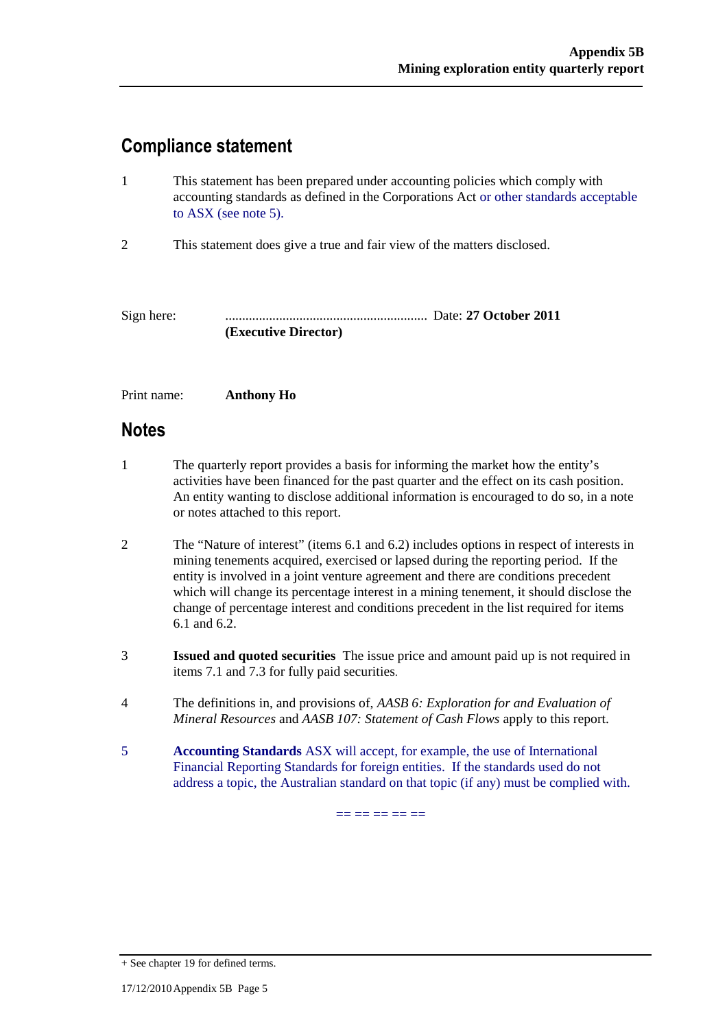## Compliance statement

1 This statement has been prepared under accounting policies which comply with accounting standards as defined in the Corporations Act or other standards acceptable to ASX (see note 5).

2 This statement does give a true and fair view of the matters disclosed.

Sign here: ........................................................... Date: **27 October 2011**
**(Executive Director)**

Print name: **Anthony Ho**

## Notes

1 The quarterly report provides a basis for informing the market how the entity's activities have been financed for the past quarter and the effect on its cash position. An entity wanting to disclose additional information is encouraged to do so, in a note or notes attached to this report.

2 The "Nature of interest" (items 6.1 and 6.2) includes options in respect of interests in mining tenements acquired, exercised or lapsed during the reporting period. If the entity is involved in a joint venture agreement and there are conditions precedent which will change its percentage interest in a mining tenement, it should disclose the change of percentage interest and conditions precedent in the list required for items 6.1 and 6.2.

3 **Issued and quoted securities** The issue price and amount paid up is not required in items 7.1 and 7.3 for fully paid securities.

4 The definitions in, and provisions of, *AASB 6: Exploration for and Evaluation of Mineral Resources* and *AASB 107: Statement of Cash Flows* apply to this report.

5 **Accounting Standards** ASX will accept, for example, the use of International Financial Reporting Standards for foreign entities. If the standards used do not address a topic, the Australian standard on that topic (if any) must be complied with.

== == == == ==

+ See chapter 19 for defined terms.